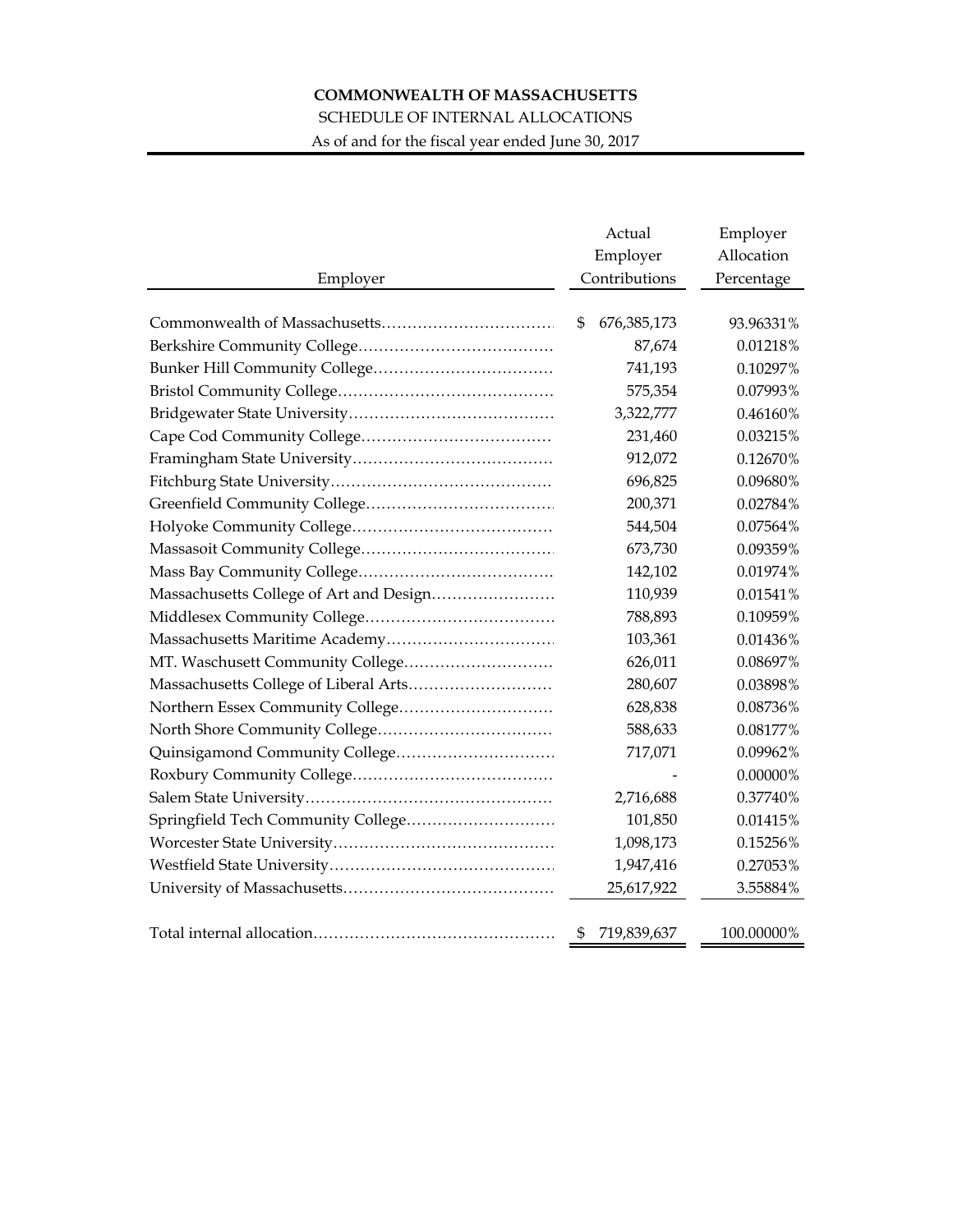**COMMONWEALTH OF MASSACHUSETTS**

SCHEDULE OF INTERNAL ALLOCATIONS

As of and for the fiscal year ended June 30, 2017

| Employer | Actual Employer Contributions | Employer Allocation Percentage |
|---|---|---|
| Commonwealth of Massachusetts | $ 676,385,173 | 93.96331% |
| Berkshire Community College | 87,674 | 0.01218% |
| Bunker Hill Community College | 741,193 | 0.10297% |
| Bristol Community College | 575,354 | 0.07993% |
| Bridgewater State University | 3,322,777 | 0.46160% |
| Cape Cod Community College | 231,460 | 0.03215% |
| Framingham State University | 912,072 | 0.12670% |
| Fitchburg State University | 696,825 | 0.09680% |
| Greenfield Community College | 200,371 | 0.02784% |
| Holyoke Community College | 544,504 | 0.07564% |
| Massasoit Community College | 673,730 | 0.09359% |
| Mass Bay Community College | 142,102 | 0.01974% |
| Massachusetts College of Art and Design | 110,939 | 0.01541% |
| Middlesex Community College | 788,893 | 0.10959% |
| Massachusetts Maritime Academy | 103,361 | 0.01436% |
| MT. Waschusett Community College | 626,011 | 0.08697% |
| Massachusetts College of Liberal Arts | 280,607 | 0.03898% |
| Northern Essex Community College | 628,838 | 0.08736% |
| North Shore Community College | 588,633 | 0.08177% |
| Quinsigamond Community College | 717,071 | 0.09962% |
| Roxbury Community College | - | 0.00000% |
| Salem State University | 2,716,688 | 0.37740% |
| Springfield Tech Community College | 101,850 | 0.01415% |
| Worcester State University | 1,098,173 | 0.15256% |
| Westfield State University | 1,947,416 | 0.27053% |
| University of Massachusetts | 25,617,922 | 3.55884% |
| Total internal allocation | $ 719,839,637 | 100.00000% |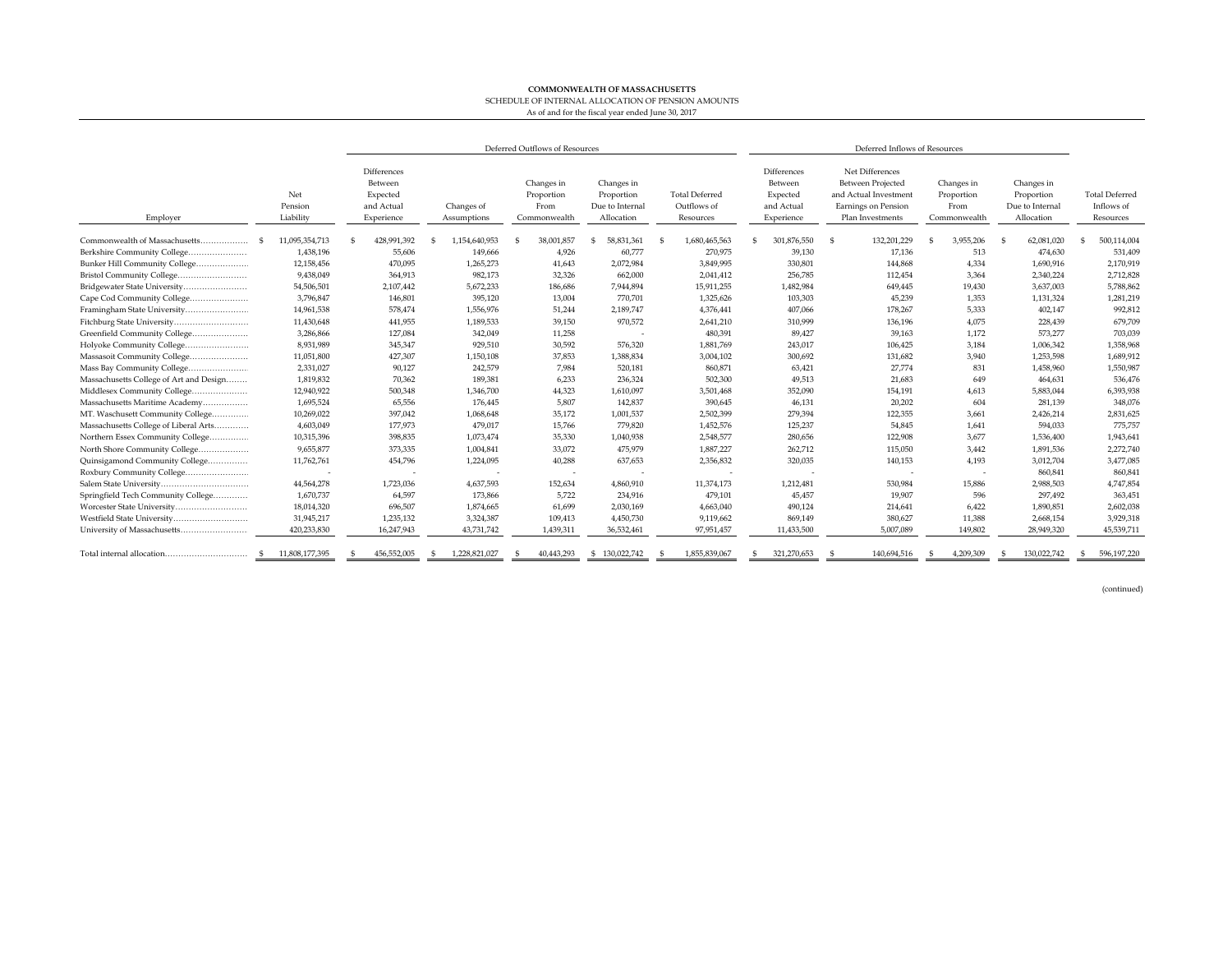**COMMONWEALTH OF MASSACHUSETTS**
SCHEDULE OF INTERNAL ALLOCATION OF PENSION AMOUNTS
As of and for the fiscal year ended June 30, 2017

| Employer | Net Pension Liability | Deferred Outflows of Resources | | | | | Deferred Inflows of Resources | | | | |
|---|---|---|---|---|---|---|---|---|---|---|---|
| | | Differences Between Expected and Actual Experience | Changes of Assumptions | Changes in Proportion From Commonwealth | Changes in Proportion Due to Internal Allocation | Total Deferred Outflows of Resources | Differences Between Expected and Actual Experience | Net Differences Between Projected and Actual Investment Earnings on Pension Plan Investments | Changes in Proportion From Commonwealth | Changes in Proportion Due to Internal Allocation | Total Deferred Inflows of Resources |
| Commonwealth of Massachusetts | $ 11,095,354,713 | $ 428,991,392 | $ 1,154,640,953 | $ 38,001,857 | $ 58,831,361 | $ 1,680,465,563 | $ 301,876,550 | $ 132,201,229 | $ 3,955,206 | $ 62,081,020 | $ 500,114,004 |
| Berkshire Community College | 1,438,196 | 55,606 | 149,666 | 4,926 | 60,777 | 270,975 | 39,130 | 17,136 | 513 | 474,630 | 531,409 |
| Bunker Hill Community College | 12,158,456 | 470,095 | 1,265,273 | 41,643 | 2,072,984 | 3,849,995 | 330,801 | 144,868 | 4,334 | 1,690,916 | 2,170,919 |
| Bristol Community College | 9,438,049 | 364,913 | 982,173 | 32,326 | 662,000 | 2,041,412 | 256,785 | 112,454 | 3,364 | 2,340,224 | 2,712,828 |
| Bridgewater State University | 54,506,501 | 2,107,442 | 5,672,233 | 186,686 | 7,944,894 | 15,911,255 | 1,482,984 | 649,445 | 19,430 | 3,637,003 | 5,788,862 |
| Cape Cod Community College | 3,796,847 | 146,801 | 395,120 | 13,004 | 770,701 | 1,325,626 | 103,303 | 45,239 | 1,353 | 1,131,324 | 1,281,219 |
| Framingham State University | 14,961,538 | 578,474 | 1,556,976 | 51,244 | 2,189,747 | 4,376,441 | 407,066 | 178,267 | 5,333 | 402,147 | 992,812 |
| Fitchburg State University | 11,430,648 | 441,955 | 1,189,533 | 39,150 | 970,572 | 2,641,210 | 310,999 | 136,196 | 4,075 | 228,439 | 679,709 |
| Greenfield Community College | 3,286,866 | 127,084 | 342,049 | 11,258 | - | 480,391 | 89,427 | 39,163 | 1,172 | 573,277 | 703,039 |
| Holyoke Community College | 8,931,989 | 345,347 | 929,510 | 30,592 | 576,320 | 1,881,769 | 243,017 | 106,425 | 3,184 | 1,006,342 | 1,358,968 |
| Massasoit Community College | 11,051,800 | 427,307 | 1,150,108 | 37,853 | 1,388,834 | 3,004,102 | 300,692 | 131,682 | 3,940 | 1,253,598 | 1,689,912 |
| Mass Bay Community College | 2,331,027 | 90,127 | 242,579 | 7,984 | 520,181 | 860,871 | 63,421 | 27,774 | 831 | 1,458,960 | 1,550,987 |
| Massachusetts College of Art and Design | 1,819,832 | 70,362 | 189,381 | 6,233 | 236,324 | 502,300 | 49,513 | 21,683 | 649 | 464,631 | 536,476 |
| Middlesex Community College | 12,940,922 | 500,348 | 1,346,700 | 44,323 | 1,610,097 | 3,501,468 | 352,090 | 154,191 | 4,613 | 5,883,044 | 6,393,938 |
| Massachusetts Maritime Academy | 1,695,524 | 65,556 | 176,445 | 5,807 | 142,837 | 390,645 | 46,131 | 20,202 | 604 | 281,139 | 348,076 |
| MT. Waschusett Community College | 10,269,022 | 397,042 | 1,068,648 | 35,172 | 1,001,537 | 2,502,399 | 279,394 | 122,355 | 3,661 | 2,426,214 | 2,831,625 |
| Massachusetts College of Liberal Arts | 4,603,049 | 177,973 | 479,017 | 15,766 | 779,820 | 1,452,576 | 125,237 | 54,845 | 1,641 | 594,033 | 775,757 |
| Northern Essex Community College | 10,315,396 | 398,835 | 1,073,474 | 35,330 | 1,040,938 | 2,548,577 | 280,656 | 122,908 | 3,677 | 1,536,400 | 1,943,641 |
| North Shore Community College | 9,655,877 | 373,335 | 1,004,841 | 33,072 | 475,979 | 1,887,227 | 262,712 | 115,050 | 3,442 | 1,891,536 | 2,272,740 |
| Quinsigamond Community College | 11,762,761 | 454,796 | 1,224,095 | 40,288 | 637,653 | 2,356,832 | 320,035 | 140,153 | 4,193 | 3,012,704 | 3,477,085 |
| Roxbury Community College | - | - | - | - | - | - | - | - | - | 860,841 | 860,841 |
| Salem State University | 44,564,278 | 1,723,036 | 4,637,593 | 152,634 | 4,860,910 | 11,374,173 | 1,212,481 | 530,984 | 15,886 | 2,988,503 | 4,747,854 |
| Springfield Tech Community College | 1,670,737 | 64,597 | 173,866 | 5,722 | 234,916 | 479,101 | 45,457 | 19,907 | 596 | 297,492 | 363,451 |
| Worcester State University | 18,014,320 | 696,507 | 1,874,665 | 61,699 | 2,030,169 | 4,663,040 | 490,124 | 214,641 | 6,422 | 1,890,851 | 2,602,038 |
| Westfield State University | 31,945,217 | 1,235,132 | 3,324,387 | 109,413 | 4,450,730 | 9,119,662 | 869,149 | 380,627 | 11,388 | 2,668,154 | 3,929,318 |
| University of Massachusetts | 420,233,830 | 16,247,943 | 43,731,742 | 1,439,311 | 36,532,461 | 97,951,457 | 11,433,500 | 5,007,089 | 149,802 | 28,949,320 | 45,539,711 |
| Total internal allocation | $ 11,808,177,395 | $ 456,552,005 | $ 1,228,821,027 | $ 40,443,293 | $ 130,022,742 | $ 1,855,839,067 | $ 321,270,653 | $ 140,694,516 | $ 4,209,309 | $ 130,022,742 | $ 596,197,220 |

(continued)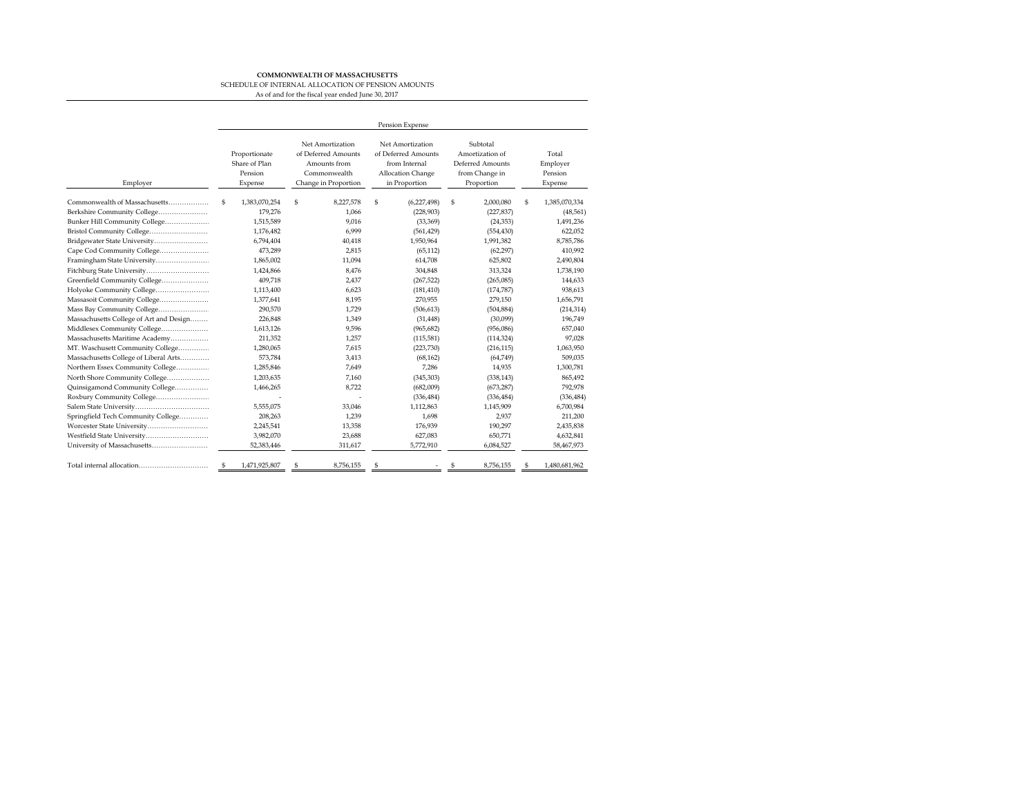**COMMONWEALTH OF MASSACHUSETTS**

SCHEDULE OF INTERNAL ALLOCATION OF PENSION AMOUNTS

As of and for the fiscal year ended June 30, 2017

| | Pension Expense | | | | |
|---|---|---|---|---|---|
| Employer | Proportionate Share of Plan Pension Expense | Net Amortization of Deferred Amounts Amounts from Commonwealth Change in Proportion | Net Amortization of Deferred Amounts from Internal Allocation Change in Proportion | Subtotal Amortization of Deferred Amounts from Change in Proportion | Total Employer Pension Expense |
| Commonwealth of Massachusetts | $ 1,383,070,254 | $ 8,227,578 | $ (6,227,498) | $ 2,000,080 | $ 1,385,070,334 |
| Berkshire Community College | 179,276 | 1,066 | (228,903) | (227,837) | (48,561) |
| Bunker Hill Community College | 1,515,589 | 9,016 | (33,369) | (24,353) | 1,491,236 |
| Bristol Community College | 1,176,482 | 6,999 | (561,429) | (554,430) | 622,052 |
| Bridgewater State University | 6,794,404 | 40,418 | 1,950,964 | 1,991,382 | 8,785,786 |
| Cape Cod Community College | 473,289 | 2,815 | (65,112) | (62,297) | 410,992 |
| Framingham State University | 1,865,002 | 11,094 | 614,708 | 625,802 | 2,490,804 |
| Fitchburg State University | 1,424,866 | 8,476 | 304,848 | 313,324 | 1,738,190 |
| Greenfield Community College | 409,718 | 2,437 | (267,522) | (265,085) | 144,633 |
| Holyoke Community College | 1,113,400 | 6,623 | (181,410) | (174,787) | 938,613 |
| Massasoit Community College | 1,377,641 | 8,195 | 270,955 | 279,150 | 1,656,791 |
| Mass Bay Community College | 290,570 | 1,729 | (506,613) | (504,884) | (214,314) |
| Massachusetts College of Art and Design | 226,848 | 1,349 | (31,448) | (30,099) | 196,749 |
| Middlesex Community College | 1,613,126 | 9,596 | (965,682) | (956,086) | 657,040 |
| Massachusetts Maritime Academy | 211,352 | 1,257 | (115,581) | (114,324) | 97,028 |
| MT. Waschusett Community College | 1,280,065 | 7,615 | (223,730) | (216,115) | 1,063,950 |
| Massachusetts College of Liberal Arts | 573,784 | 3,413 | (68,162) | (64,749) | 509,035 |
| Northern Essex Community College | 1,285,846 | 7,649 | 7,286 | 14,935 | 1,300,781 |
| North Shore Community College | 1,203,635 | 7,160 | (345,303) | (338,143) | 865,492 |
| Quinsigamond Community College | 1,466,265 | 8,722 | (682,009) | (673,287) | 792,978 |
| Roxbury Community College | - | - | (336,484) | (336,484) | (336,484) |
| Salem State University | 5,555,075 | 33,046 | 1,112,863 | 1,145,909 | 6,700,984 |
| Springfield Tech Community College | 208,263 | 1,239 | 1,698 | 2,937 | 211,200 |
| Worcester State University | 2,245,541 | 13,358 | 176,939 | 190,297 | 2,435,838 |
| Westfield State University | 3,982,070 | 23,688 | 627,083 | 650,771 | 4,632,841 |
| University of Massachusetts | 52,383,446 | 311,617 | 5,772,910 | 6,084,527 | 58,467,973 |
| Total internal allocation | $ 1,471,925,807 | $ 8,756,155 | $ - | $ 8,756,155 | $ 1,480,681,962 |